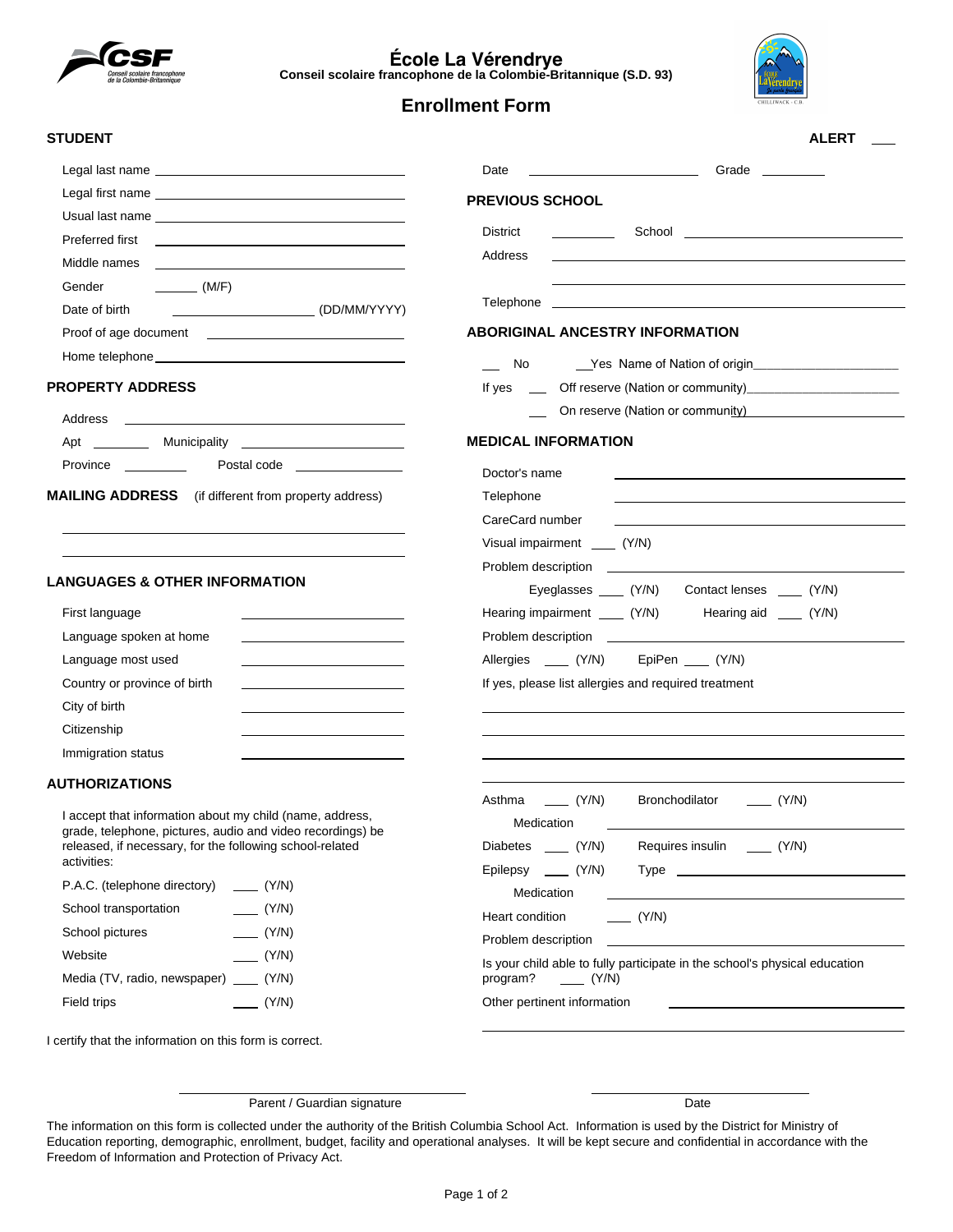# École La Vérendrye

**Conseil scolaire francophone de la Colombie-Britannique (S.D. 93)**

## Enrollment Form

**STUDENT** | **ALERT** ___

Legal last name ______________________
Legal first name ______________________
Usual last name ______________________
Preferred first ______________________
Middle names ______________________
Gender ______ (M/F)
Date of birth ______________ (DD/MM/YYYY)
Proof of age document ______________________
Home telephone ______________________

### PROPERTY ADDRESS

Address ______________________
Apt ________ Municipality ______________________
Province ________ Postal code ______________

### MAILING ADDRESS (if different from property address)

______________________
______________________

### LANGUAGES & OTHER INFORMATION

First language ______________________
Language spoken at home ______________________
Language most used ______________________
Country or province of birth ______________________
City of birth ______________________
Citizenship ______________________
Immigration status ______________________

### AUTHORIZATIONS

I accept that information about my child (name, address, grade, telephone, pictures, audio and video recordings) be released, if necessary, for the following school-related activities:

P.A.C. (telephone directory) ___ (Y/N)
School transportation ___ (Y/N)
School pictures ___ (Y/N)
Website ___ (Y/N)
Media (TV, radio, newspaper) ___ (Y/N)
Field trips ___ (Y/N)

Date ______________ Grade ________

### PREVIOUS SCHOOL

District ________ School ______________________
Address ______________________
______________________
Telephone ______________________

### ABORIGINAL ANCESTRY INFORMATION

___ No ___Yes Name of Nation of origin______________________
If yes ___ Off reserve (Nation or community)______________________
___ On reserve (Nation or community)______________________

### MEDICAL INFORMATION

Doctor's name ______________________
Telephone ______________________
CareCard number ______________________
Visual impairment ___ (Y/N)
Problem description ______________________
Eyeglasses ___ (Y/N) Contact lenses ___ (Y/N)
Hearing impairment ___ (Y/N) Hearing aid ___ (Y/N)
Problem description ______________________
Allergies ___ (Y/N) EpiPen ___ (Y/N)
If yes, please list allergies and required treatment
______________________
______________________
______________________
______________________
Asthma ___ (Y/N) Bronchodilator ___ (Y/N)
Medication ______________________
Diabetes ___ (Y/N) Requires insulin ___ (Y/N)
Epilepsy ___ (Y/N) Type ______________________
Medication ______________________
Heart condition ___ (Y/N)
Problem description ______________________
Is your child able to fully participate in the school's physical education program? ___ (Y/N)
Other pertinent information ______________________
______________________

I certify that the information on this form is correct.

______________________ Parent / Guardian signature ______________________ Date

The information on this form is collected under the authority of the British Columbia School Act. Information is used by the District for Ministry of Education reporting, demographic, enrollment, budget, facility and operational analyses. It will be kept secure and confidential in accordance with the Freedom of Information and Protection of Privacy Act.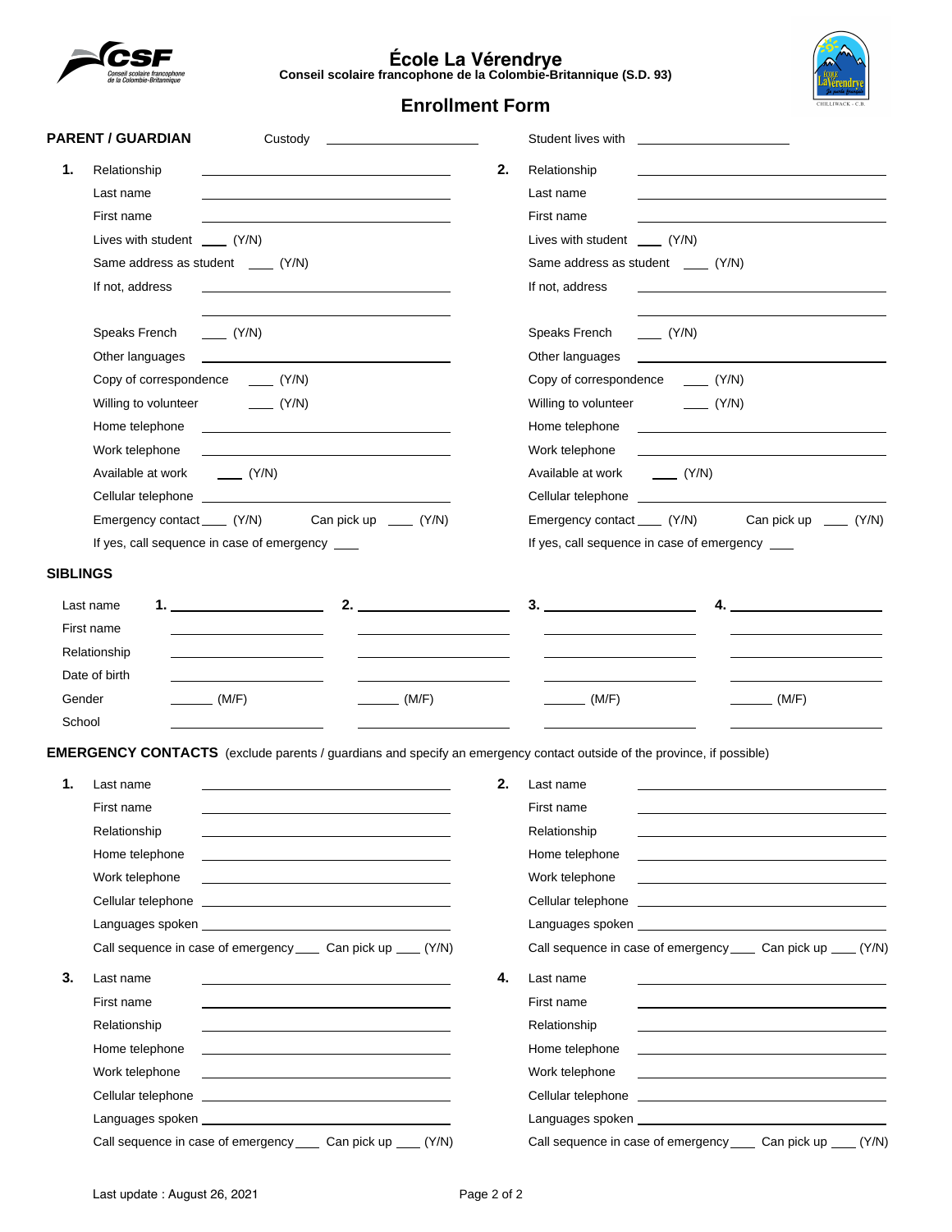# École La Vérendrye

**Conseil scolaire francophone de la Colombie-Britannique (S.D. 93)**

## Enrollment Form

**PARENT / GUARDIAN** Custody ____________________ Student lives with ____________________

**1.**

Relationship ____________________

Last name ____________________

First name ____________________

Lives with student ____ (Y/N)

Same address as student ____ (Y/N)

If not, address ____________________

____________________

Speaks French ____ (Y/N)

Other languages ____________________

Copy of correspondence ____ (Y/N)

Willing to volunteer ____ (Y/N)

Home telephone ____________________

Work telephone ____________________

Available at work ____ (Y/N)

Cellular telephone ____________________

Emergency contact ____ (Y/N) Can pick up ____ (Y/N)

If yes, call sequence in case of emergency ____

**2.**

Relationship ____________________

Last name ____________________

First name ____________________

Lives with student ____ (Y/N)

Same address as student ____ (Y/N)

If not, address ____________________

____________________

Speaks French ____ (Y/N)

Other languages ____________________

Copy of correspondence ____ (Y/N)

Willing to volunteer ____ (Y/N)

Home telephone ____________________

Work telephone ____________________

Available at work ____ (Y/N)

Cellular telephone ____________________

Emergency contact ____ (Y/N) Can pick up ____ (Y/N)

If yes, call sequence in case of emergency ____

**SIBLINGS**

| | 1. | 2. | 3. | 4. |
|---|---|---|---|---|
| Last name | | | | |
| First name | | | | |
| Relationship | | | | |
| Date of birth | | | | |
| Gender | ____ (M/F) | ____ (M/F) | ____ (M/F) | ____ (M/F) |
| School | | | | |

**EMERGENCY CONTACTS** (exclude parents / guardians and specify an emergency contact outside of the province, if possible)

**1.**

Last name ____________________

First name ____________________

Relationship ____________________

Home telephone ____________________

Work telephone ____________________

Cellular telephone ____________________

Languages spoken ____________________

Call sequence in case of emergency ____ Can pick up ____ (Y/N)

**2.**

Last name ____________________

First name ____________________

Relationship ____________________

Home telephone ____________________

Work telephone ____________________

Cellular telephone ____________________

Languages spoken ____________________

Call sequence in case of emergency ____ Can pick up ____ (Y/N)

**3.**

Last name ____________________

First name ____________________

Relationship ____________________

Home telephone ____________________

Work telephone ____________________

Cellular telephone ____________________

Languages spoken ____________________

Call sequence in case of emergency ____ Can pick up ____ (Y/N)

**4.**

Last name ____________________

First name ____________________

Relationship ____________________

Home telephone ____________________

Work telephone ____________________

Cellular telephone ____________________

Languages spoken ____________________

Call sequence in case of emergency ____ Can pick up ____ (Y/N)

Last update : August 26, 2021